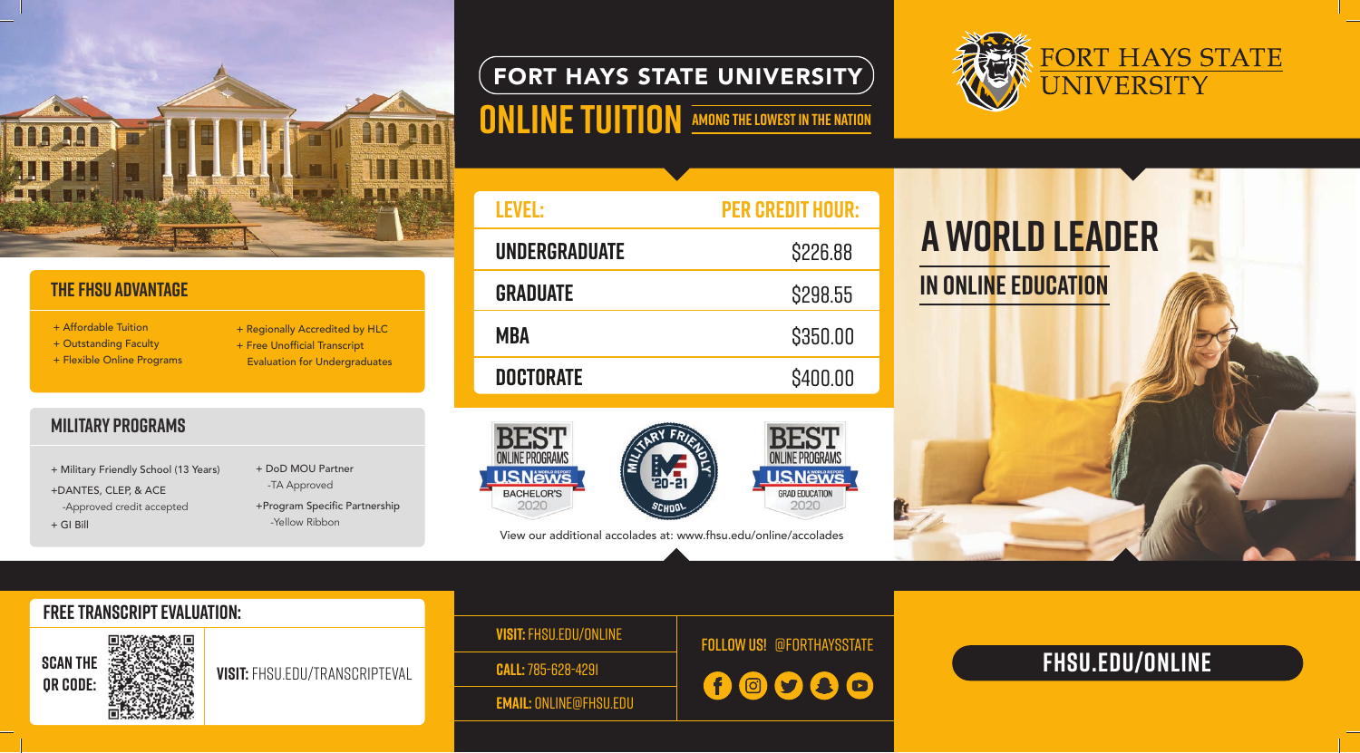# FORT HAYS STATE UNIVERSITY

## ONLINE TUITION AMONG THE LOWEST IN THE NATION

FORT HAYS STATE UNIVERSITY

| LEVEL: | PER CREDIT HOUR: |
| --- | --- |
| UNDERGRADUATE | $226.88 |
| GRADUATE | $298.55 |
| MBA | $350.00 |
| DOCTORATE | $400.00 |

BEST ONLINE PROGRAMS US News BACHELOR'S 2020

MILITARY FRIENDLY SCHOOL '20-21

BEST ONLINE PROGRAMS US News GRAD EDUCATION 2020

View our additional accolades at: www.fhsu.edu/online/accolades

## A WORLD LEADER IN ONLINE EDUCATION

### THE FHSU ADVANTAGE

+ Affordable Tuition
+ Outstanding Faculty
+ Flexible Online Programs
+ Regionally Accredited by HLC
+ Free Unofficial Transcript Evaluation for Undergraduates

### MILITARY PROGRAMS

+ Military Friendly School (13 Years)
+DANTES, CLEP, & ACE
  -Approved credit accepted
+ GI Bill
+ DoD MOU Partner
  -TA Approved
+Program Specific Partnership
  -Yellow Ribbon

### FREE TRANSCRIPT EVALUATION:

SCAN THE QR CODE:

**VISIT:** FHSU.EDU/TRANSCRIPTEVAL

**VISIT:** FHSU.EDU/ONLINE

**CALL:** 785-628-4291

**EMAIL:** ONLINE@FHSU.EDU

**FOLLOW US!** @FORTHAYSSTATE

## FHSU.EDU/ONLINE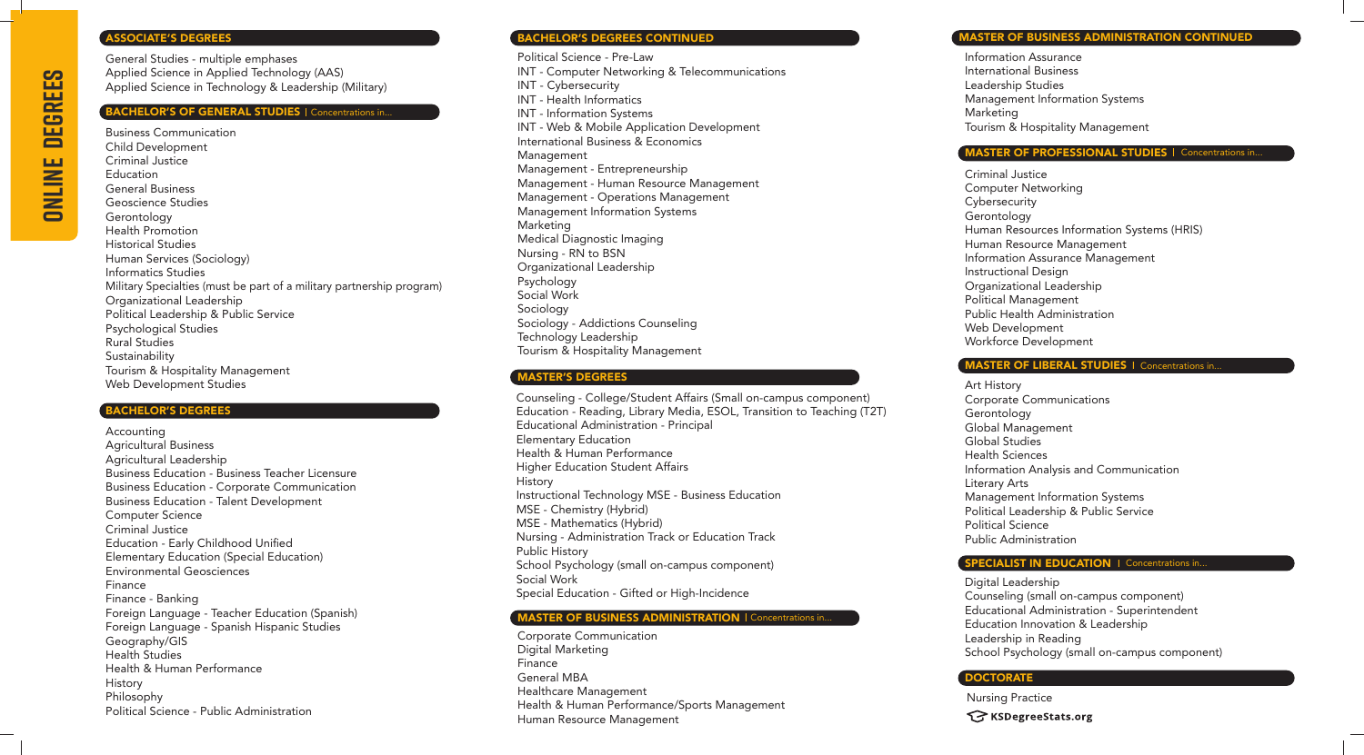# ONLINE DEGREES

## ASSOCIATE'S DEGREES

General Studies - multiple emphases
Applied Science in Applied Technology (AAS)
Applied Science in Technology & Leadership (Military)

## BACHELOR'S OF GENERAL STUDIES | Concentrations in...

Business Communication
Child Development
Criminal Justice
Education
General Business
Geoscience Studies
Gerontology
Health Promotion
Historical Studies
Human Services (Sociology)
Informatics Studies
Military Specialties (must be part of a military partnership program)
Organizational Leadership
Political Leadership & Public Service
Psychological Studies
Rural Studies
Sustainability
Tourism & Hospitality Management
Web Development Studies

## BACHELOR'S DEGREES

Accounting
Agricultural Business
Agricultural Leadership
Business Education - Business Teacher Licensure
Business Education - Corporate Communication
Business Education - Talent Development
Computer Science
Criminal Justice
Education - Early Childhood Unified
Elementary Education (Special Education)
Environmental Geosciences
Finance
Finance - Banking
Foreign Language - Teacher Education (Spanish)
Foreign Language - Spanish Hispanic Studies
Geography/GIS
Health Studies
Health & Human Performance
History
Philosophy
Political Science - Public Administration

## BACHELOR'S DEGREES CONTINUED

Political Science - Pre-Law
INT - Computer Networking & Telecommunications
INT - Cybersecurity
INT - Health Informatics
INT - Information Systems
INT - Web & Mobile Application Development
International Business & Economics
Management
Management - Entrepreneurship
Management - Human Resource Management
Management - Operations Management
Management Information Systems
Marketing
Medical Diagnostic Imaging
Nursing - RN to BSN
Organizational Leadership
Psychology
Social Work
Sociology
Sociology - Addictions Counseling
Technology Leadership
Tourism & Hospitality Management

## MASTER'S DEGREES

Counseling - College/Student Affairs (Small on-campus component)
Education - Reading, Library Media, ESOL, Transition to Teaching (T2T)
Educational Administration - Principal
Elementary Education
Health & Human Performance
Higher Education Student Affairs
History
Instructional Technology MSE - Business Education
MSE - Chemistry (Hybrid)
MSE - Mathematics (Hybrid)
Nursing - Administration Track or Education Track
Public History
School Psychology (small on-campus component)
Social Work
Special Education - Gifted or High-Incidence

## MASTER OF BUSINESS ADMINISTRATION | Concentrations in...

Corporate Communication
Digital Marketing
Finance
General MBA
Healthcare Management
Health & Human Performance/Sports Management
Human Resource Management

## MASTER OF BUSINESS ADMINISTRATION CONTINUED

Information Assurance
International Business
Leadership Studies
Management Information Systems
Marketing
Tourism & Hospitality Management

## MASTER OF PROFESSIONAL STUDIES | Concentrations in...

Criminal Justice
Computer Networking
Cybersecurity
Gerontology
Human Resources Information Systems (HRIS)
Human Resource Management
Information Assurance Management
Instructional Design
Organizational Leadership
Political Management
Public Health Administration
Web Development
Workforce Development

## MASTER OF LIBERAL STUDIES | Concentrations in...

Art History
Corporate Communications
Gerontology
Global Management
Global Studies
Health Sciences
Information Analysis and Communication
Literary Arts
Management Information Systems
Political Leadership & Public Service
Political Science
Public Administration

## SPECIALIST IN EDUCATION | Concentrations in...

Digital Leadership
Counseling (small on-campus component)
Educational Administration - Superintendent
Education Innovation & Leadership
Leadership in Reading
School Psychology (small on-campus component)

## DOCTORATE

Nursing Practice

KSDegreeStats.org